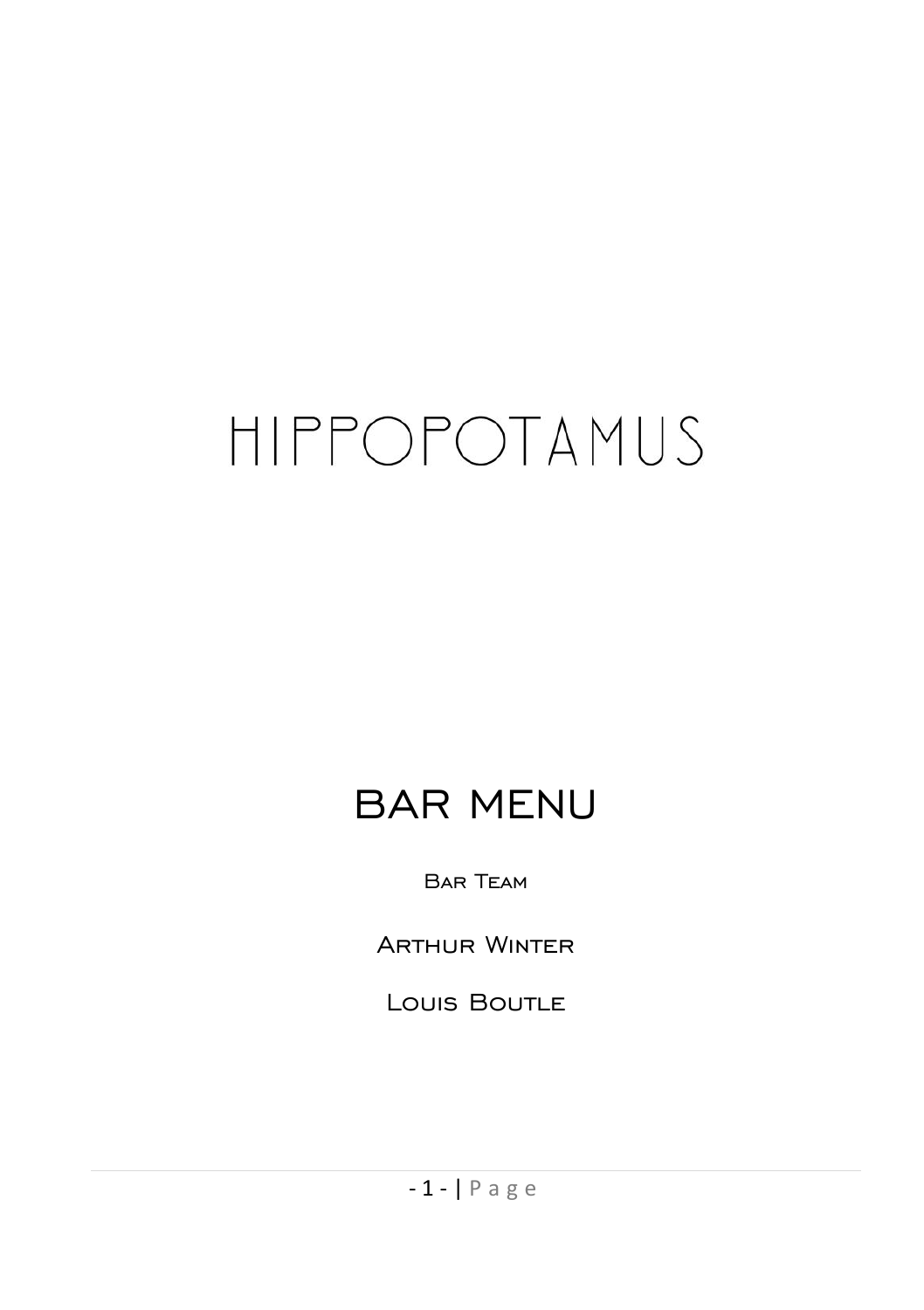# HIPPOPOTAMUS

## BAR MENU

Bar Team

Arthur Winter

Louis Boutle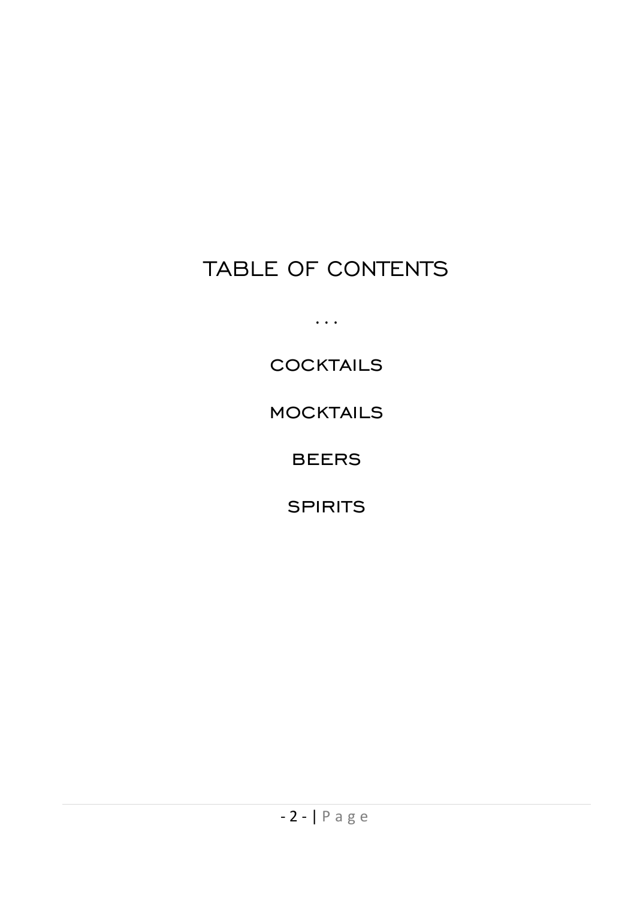# TABLE OF CONTENTS

. . .

COCKTAILS

MOCKTAILS

BEERS

SPIRITS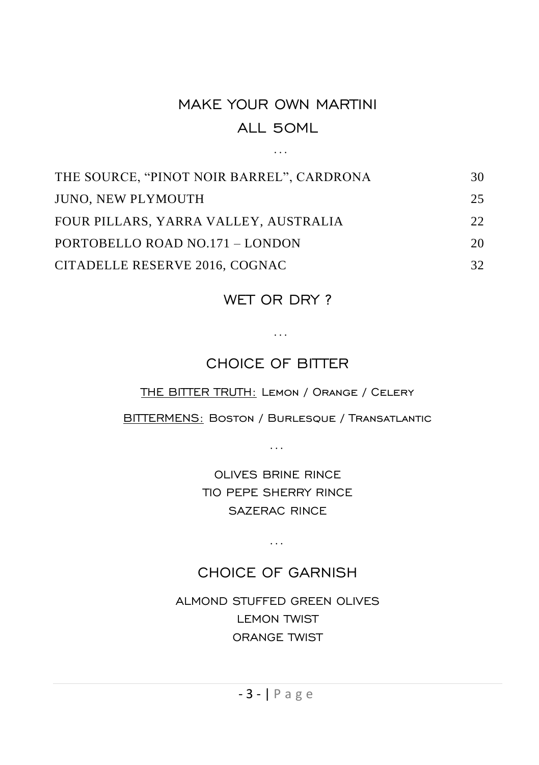## MAKE YOUR OWN MARTINI

## ALL 50ML

...

| | |
|---|---|
| THE SOURCE, "PINOT NOIR BARREL", CARDRONA | 30 |
| JUNO, NEW PLYMOUTH | 25 |
| FOUR PILLARS, YARRA VALLEY, AUSTRALIA | 22 |
| PORTOBELLO ROAD NO.171 – LONDON | 20 |
| CITADELLE RESERVE 2016, COGNAC | 32 |

## WET OR DRY ?

...

## CHOICE OF BITTER

THE BITTER TRUTH: Lemon / Orange / Celery

BITTERMENS: Boston / Burlesque / Transatlantic

...

OLIVES BRINE RINCE

TIO PEPE SHERRY RINCE

SAZERAC RINCE

...

## CHOICE OF GARNISH

ALMOND STUFFED GREEN OLIVES

LEMON TWIST

ORANGE TWIST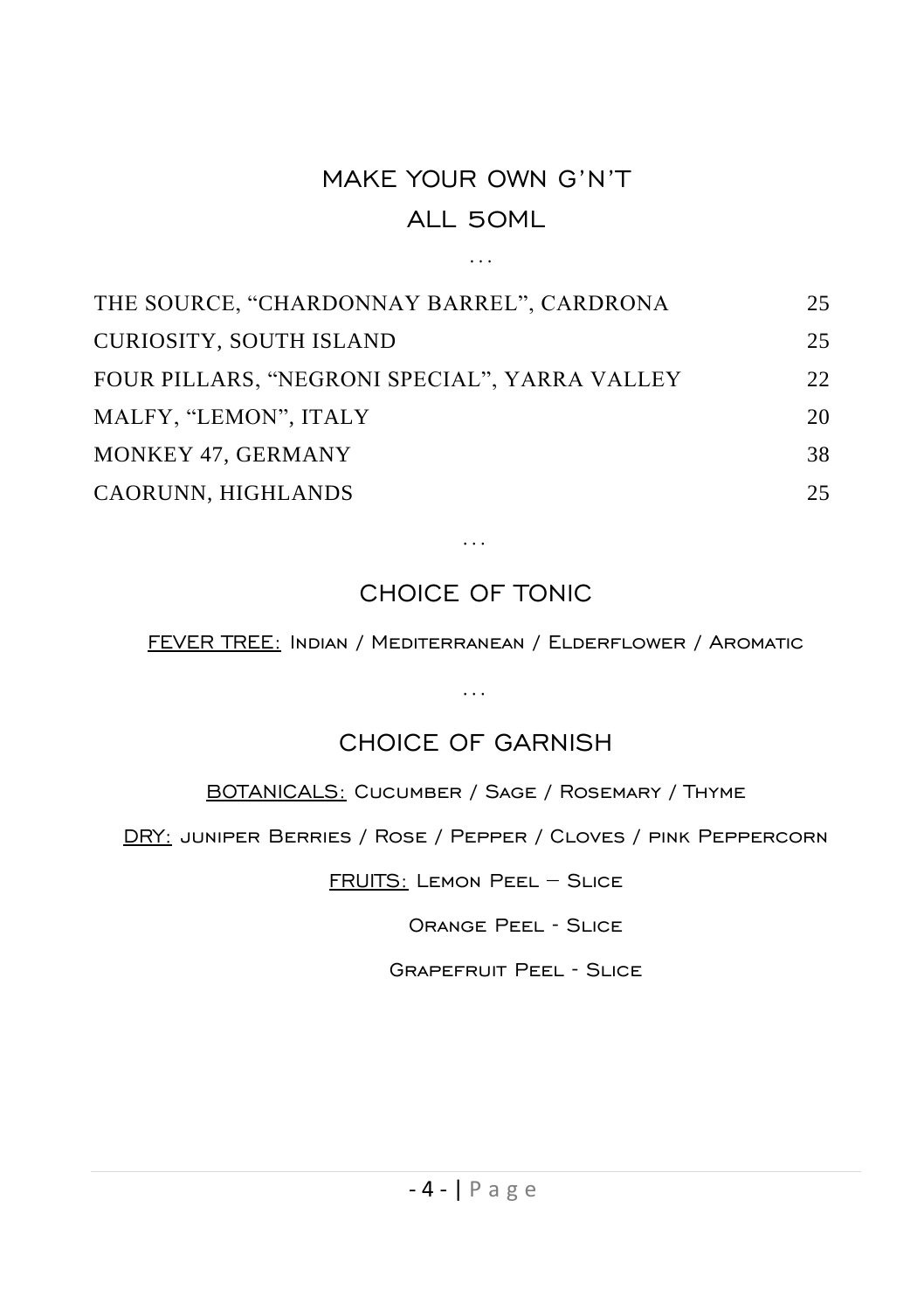## MAKE YOUR OWN G'N'T

## ALL 50ML

...

| | |
|---|---|
| THE SOURCE, "CHARDONNAY BARREL", CARDRONA | 25 |
| CURIOSITY, SOUTH ISLAND | 25 |
| FOUR PILLARS, "NEGRONI SPECIAL", YARRA VALLEY | 22 |
| MALFY, "LEMON", ITALY | 20 |
| MONKEY 47, GERMANY | 38 |
| CAORUNN, HIGHLANDS | 25 |

...

## CHOICE OF TONIC

FEVER TREE: Indian / Mediterranean / Elderflower / Aromatic

...

## CHOICE OF GARNISH

BOTANICALS: Cucumber / Sage / Rosemary / Thyme

DRY: juniper Berries / Rose / Pepper / Cloves / pink Peppercorn

FRUITS: Lemon Peel – Slice

Orange Peel - Slice

Grapefruit Peel - Slice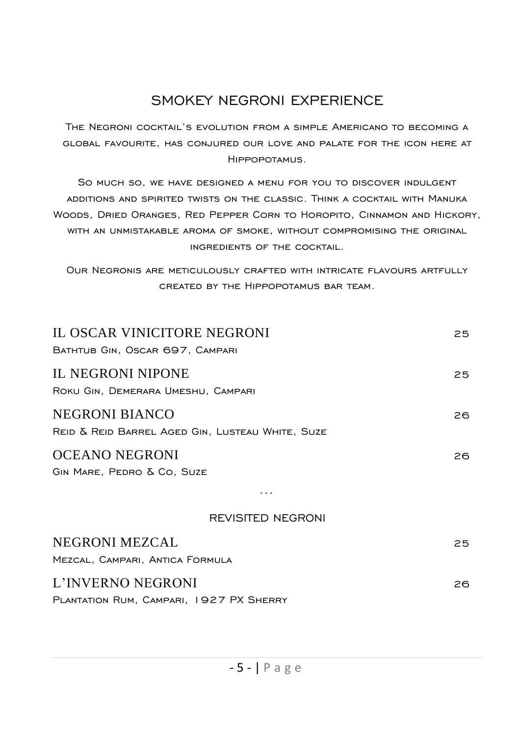## SMOKEY NEGRONI EXPERIENCE

The Negroni cocktail's evolution from a simple Americano to becoming a global favourite, has conjured our love and palate for the icon here at Hippopotamus.

So much so, we have designed a menu for you to discover indulgent additions and spirited twists on the classic. Think a cocktail with Manuka Woods, Dried Oranges, Red Pepper Corn to Horopito, Cinnamon and Hickory, with an unmistakable aroma of smoke, without compromising the original ingredients of the cocktail.

Our Negronis are meticulously crafted with intricate flavours artfully created by the Hippopotamus bar team.

**IL OSCAR VINICITORE NEGRONI** 25
Bathtub Gin, Oscar 697, Campari

**IL NEGRONI NIPONE** 25
Roku Gin, Demerara Umeshu, Campari

**NEGRONI BIANCO** 26
Reid & Reid Barrel Aged Gin, Lusteau White, Suze

**OCEANO NEGRONI** 26
Gin Mare, Pedro & Co, Suze

...

### REVISITED NEGRONI

**NEGRONI MEZCAL** 25
Mezcal, Campari, Antica Formula

**L'INVERNO NEGRONI** 26
Plantation Rum, Campari, 1927 PX Sherry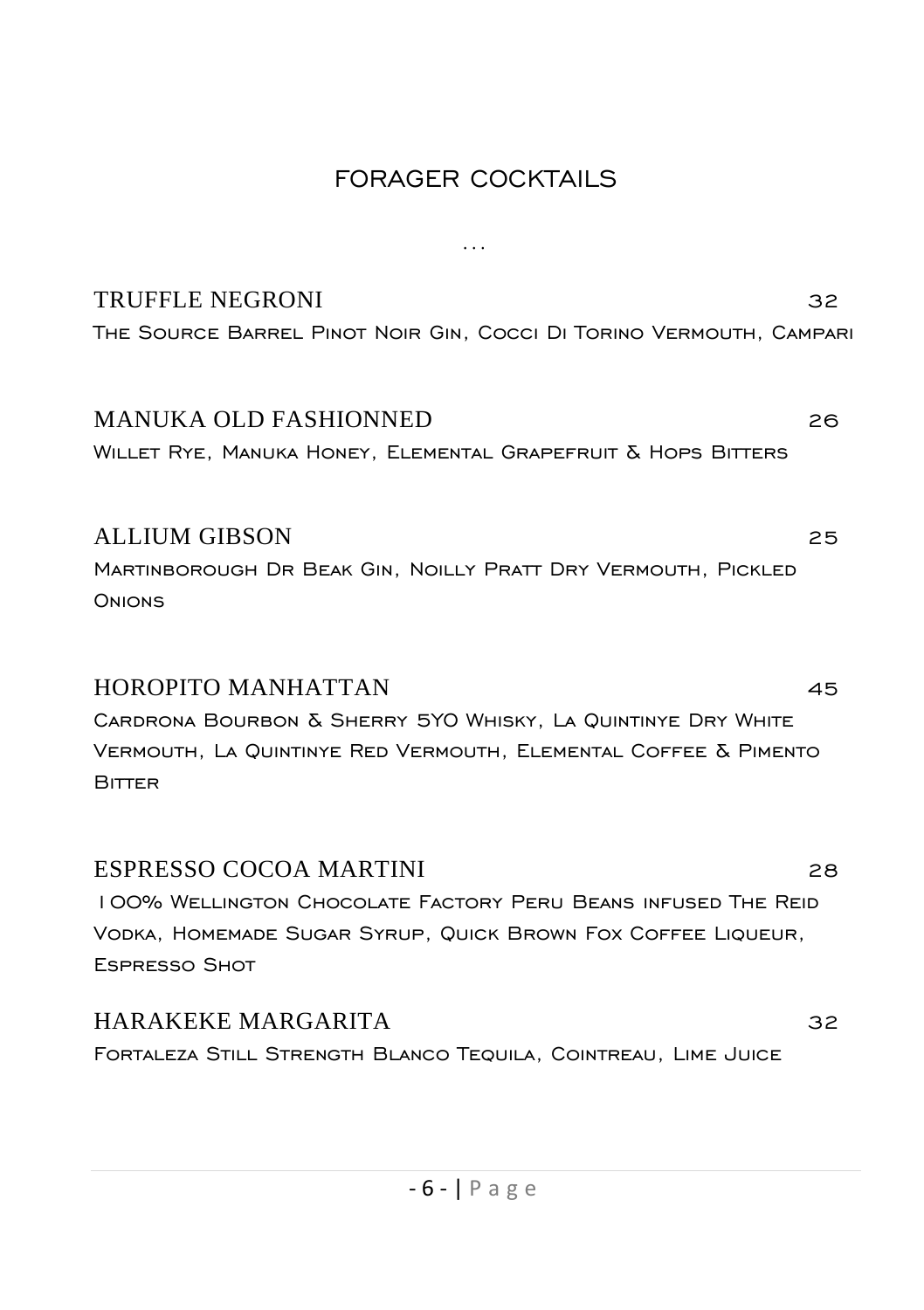## FORAGER COCKTAILS

...

### TRUFFLE NEGRONI 32

The Source Barrel Pinot Noir Gin, Cocci Di Torino Vermouth, Campari

### MANUKA OLD FASHIONNED 26

Willet Rye, Manuka Honey, Elemental Grapefruit & Hops Bitters

### ALLIUM GIBSON 25

Martinborough Dr Beak Gin, Noilly Pratt Dry Vermouth, Pickled Onions

### HOROPITO MANHATTAN 45

Cardrona Bourbon & Sherry 5YO Whisky, La Quintinye Dry White Vermouth, La Quintinye Red Vermouth, Elemental Coffee & Pimento Bitter

### ESPRESSO COCOA MARTINI 28

100% Wellington Chocolate Factory Peru Beans infused The Reid Vodka, Homemade Sugar Syrup, Quick Brown Fox Coffee Liqueur, Espresso Shot

### HARAKEKE MARGARITA 32

Fortaleza Still Strength Blanco Tequila, Cointreau, Lime Juice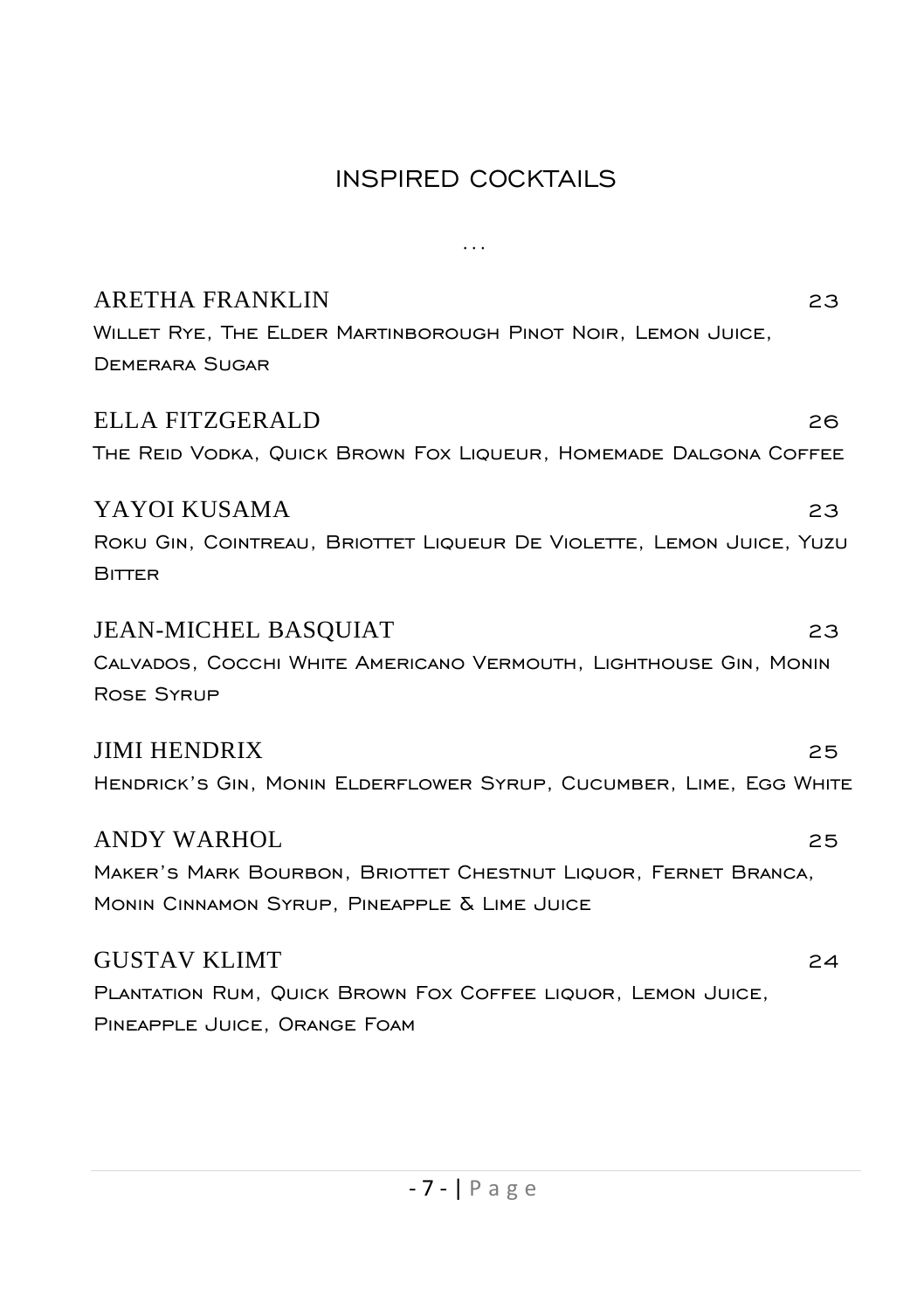# INSPIRED COCKTAILS

...

## ARETHA FRANKLIN 23

Willet Rye, The Elder Martinborough Pinot Noir, Lemon Juice, Demerara Sugar

## ELLA FITZGERALD 26

The Reid Vodka, Quick Brown Fox Liqueur, Homemade Dalgona Coffee

## YAYOI KUSAMA 23

Roku Gin, Cointreau, Briottet Liqueur De Violette, Lemon Juice, Yuzu Bitter

## JEAN-MICHEL BASQUIAT 23

Calvados, Cocchi White Americano Vermouth, Lighthouse Gin, Monin Rose Syrup

## JIMI HENDRIX 25

Hendrick's Gin, Monin Elderflower Syrup, Cucumber, Lime, Egg White

## ANDY WARHOL 25

Maker's Mark Bourbon, Briottet Chestnut Liquor, Fernet Branca, Monin Cinnamon Syrup, Pineapple & Lime Juice

## GUSTAV KLIMT 24

Plantation Rum, Quick Brown Fox Coffee liquor, Lemon Juice, Pineapple Juice, Orange Foam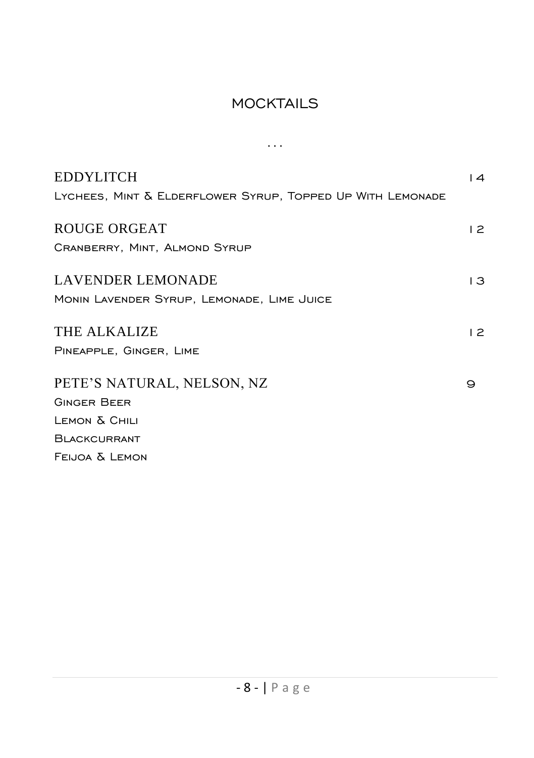## MOCKTAILS

...

**EDDYLITCH** 14

Lychees, Mint & Elderflower Syrup, Topped Up With Lemonade

**ROUGE ORGEAT** 12

Cranberry, Mint, Almond Syrup

**LAVENDER LEMONADE** 13

Monin Lavender Syrup, Lemonade, Lime Juice

**THE ALKALIZE** 12

Pineapple, Ginger, Lime

**PETE'S NATURAL, NELSON, NZ** 9

Ginger Beer

Lemon & Chili

Blackcurrant

Feijoa & Lemon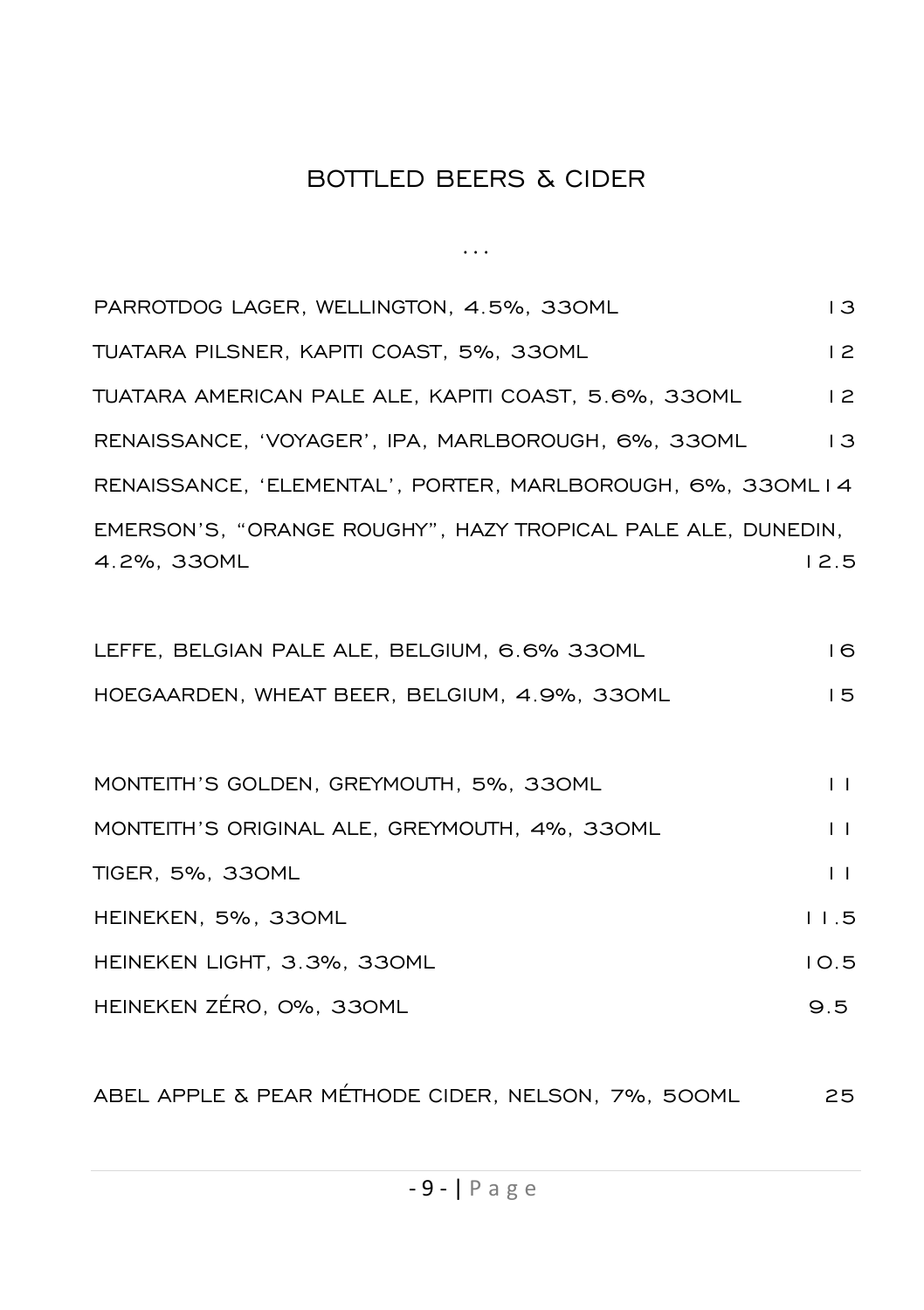## BOTTLED BEERS & CIDER

...

| Item | Price |
|---|---|
| PARROTDOG LAGER, WELLINGTON, 4.5%, 330ML | 13 |
| TUATARA PILSNER, KAPITI COAST, 5%, 330ML | 12 |
| TUATARA AMERICAN PALE ALE, KAPITI COAST, 5.6%, 330ML | 12 |
| RENAISSANCE, 'VOYAGER', IPA, MARLBOROUGH, 6%, 330ML | 13 |
| RENAISSANCE, 'ELEMENTAL', PORTER, MARLBOROUGH, 6%, 330ML | 14 |
| EMERSON'S, "ORANGE ROUGHY", HAZY TROPICAL PALE ALE, DUNEDIN, 4.2%, 330ML | 12.5 |
| | |
| LEFFE, BELGIAN PALE ALE, BELGIUM, 6.6% 330ML | 16 |
| HOEGAARDEN, WHEAT BEER, BELGIUM, 4.9%, 330ML | 15 |
| | |
| MONTEITH'S GOLDEN, GREYMOUTH, 5%, 330ML | 11 |
| MONTEITH'S ORIGINAL ALE, GREYMOUTH, 4%, 330ML | 11 |
| TIGER, 5%, 330ML | 11 |
| HEINEKEN, 5%, 330ML | 11.5 |
| HEINEKEN LIGHT, 3.3%, 330ML | 10.5 |
| HEINEKEN ZÉRO, 0%, 330ML | 9.5 |
| | |
| ABEL APPLE & PEAR MÉTHODE CIDER, NELSON, 7%, 500ML | 25 |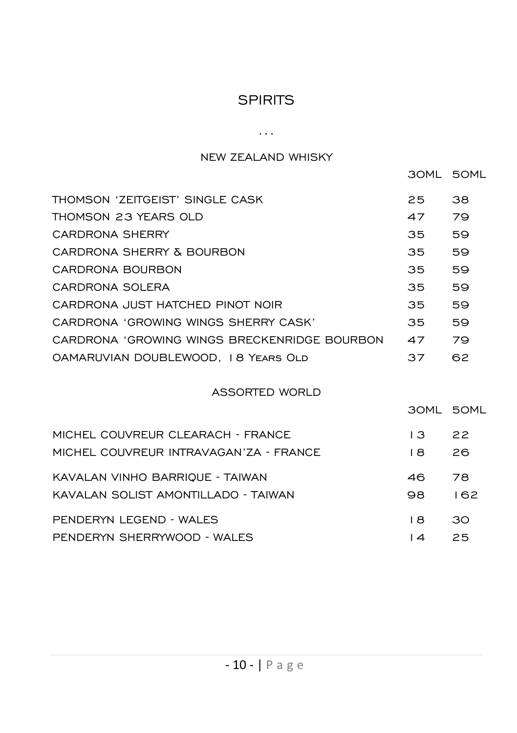# SPIRITS

...

## NEW ZEALAND WHISKY

| | 30ML | 50ML |
|---|---|---|
| THOMSON 'ZEITGEIST' SINGLE CASK | 25 | 38 |
| THOMSON 23 YEARS OLD | 47 | 79 |
| CARDRONA SHERRY | 35 | 59 |
| CARDRONA SHERRY & BOURBON | 35 | 59 |
| CARDRONA BOURBON | 35 | 59 |
| CARDRONA SOLERA | 35 | 59 |
| CARDRONA JUST HATCHED PINOT NOIR | 35 | 59 |
| CARDRONA 'GROWING WINGS SHERRY CASK' | 35 | 59 |
| CARDRONA 'GROWING WINGS BRECKENRIDGE BOURBON | 47 | 79 |
| OAMARUVIAN DOUBLEWOOD, 18 YEARS OLD | 37 | 62 |

## ASSORTED WORLD

| | 30ML | 50ML |
|---|---|---|
| MICHEL COUVREUR CLEARACH - FRANCE | 13 | 22 |
| MICHEL COUVREUR INTRAVAGAN'ZA - FRANCE | 18 | 26 |
| KAVALAN VINHO BARRIQUE - TAIWAN | 46 | 78 |
| KAVALAN SOLIST AMONTILLADO - TAIWAN | 98 | 162 |
| PENDERYN LEGEND - WALES | 18 | 30 |
| PENDERYN SHERRYWOOD - WALES | 14 | 25 |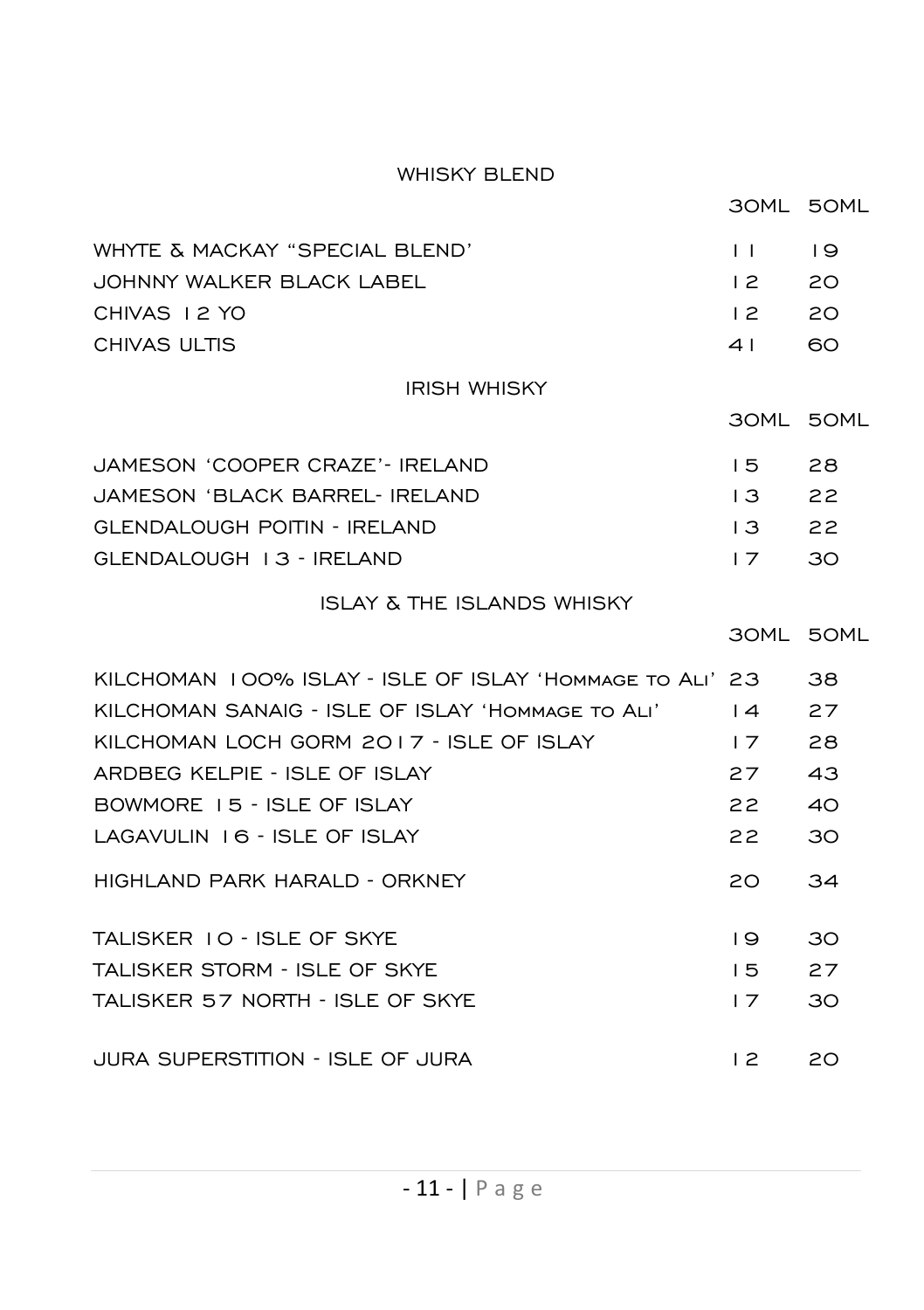## WHISKY BLEND

| | 30ML | 50ML |
|---|---|---|
| WHYTE & MACKAY "SPECIAL BLEND' | 11 | 19 |
| JOHNNY WALKER BLACK LABEL | 12 | 20 |
| CHIVAS 12 YO | 12 | 20 |
| CHIVAS ULTIS | 41 | 60 |

## IRISH WHISKY

| | 30ML | 50ML |
|---|---|---|
| JAMESON 'COOPER CRAZE'- IRELAND | 15 | 28 |
| JAMESON 'BLACK BARREL- IRELAND | 13 | 22 |
| GLENDALOUGH POITIN - IRELAND | 13 | 22 |
| GLENDALOUGH 13 - IRELAND | 17 | 30 |

## ISLAY & THE ISLANDS WHISKY

| | 30ML | 50ML |
|---|---|---|
| KILCHOMAN 100% ISLAY - ISLE OF ISLAY 'HOMMAGE TO ALI' | 23 | 38 |
| KILCHOMAN SANAIG - ISLE OF ISLAY 'HOMMAGE TO ALI' | 14 | 27 |
| KILCHOMAN LOCH GORM 2017 - ISLE OF ISLAY | 17 | 28 |
| ARDBEG KELPIE - ISLE OF ISLAY | 27 | 43 |
| BOWMORE 15 - ISLE OF ISLAY | 22 | 40 |
| LAGAVULIN 16 - ISLE OF ISLAY | 22 | 30 |
| HIGHLAND PARK HARALD - ORKNEY | 20 | 34 |
| TALISKER 10 - ISLE OF SKYE | 19 | 30 |
| TALISKER STORM - ISLE OF SKYE | 15 | 27 |
| TALISKER 57 NORTH - ISLE OF SKYE | 17 | 30 |
| JURA SUPERSTITION - ISLE OF JURA | 12 | 20 |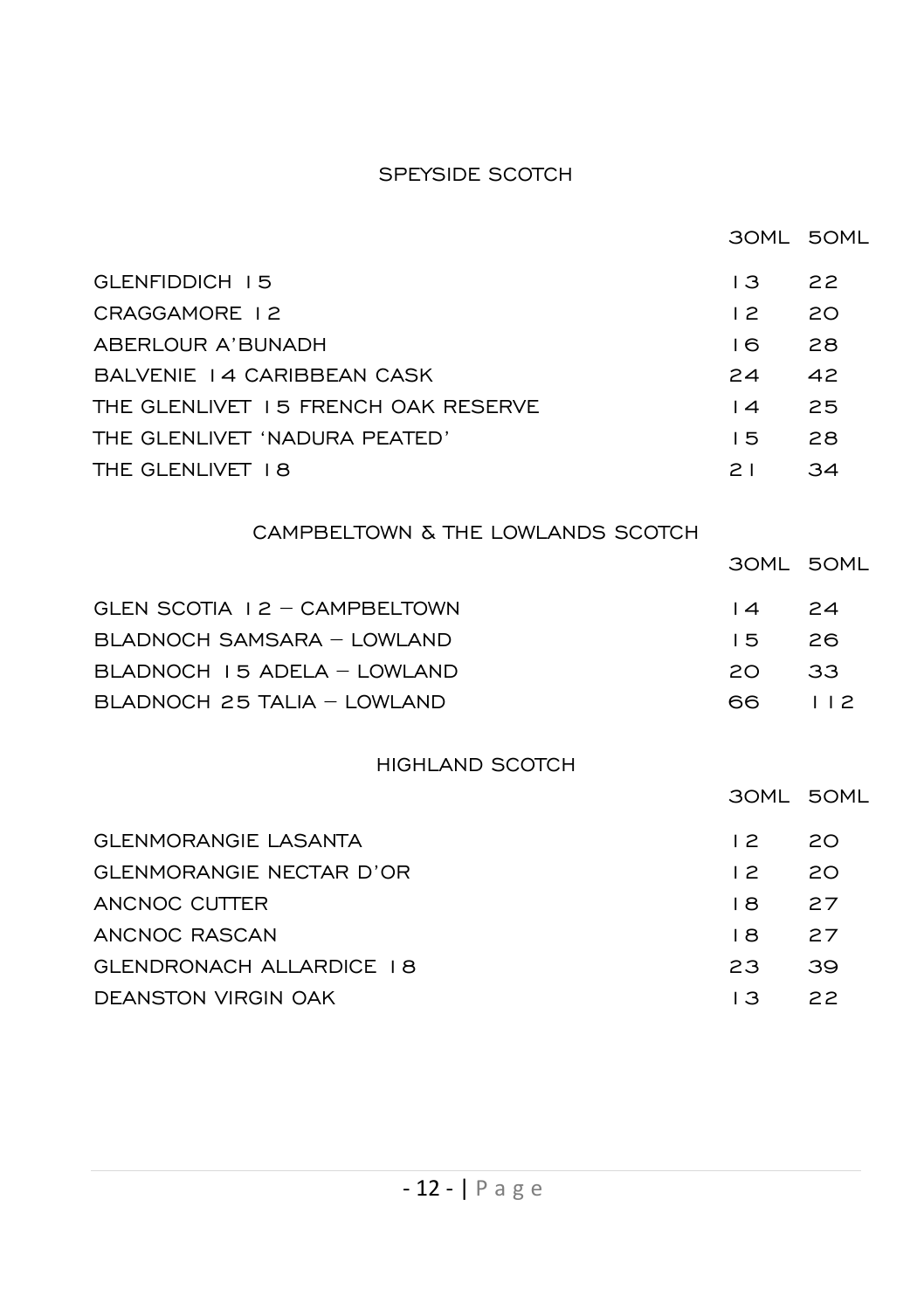## SPEYSIDE SCOTCH

| | 30ML | 50ML |
|---|---|---|
| GLENFIDDICH 15 | 13 | 22 |
| CRAGGAMORE 12 | 12 | 20 |
| ABERLOUR A'BUNADH | 16 | 28 |
| BALVENIE 14 CARIBBEAN CASK | 24 | 42 |
| THE GLENLIVET 15 FRENCH OAK RESERVE | 14 | 25 |
| THE GLENLIVET 'NADURA PEATED' | 15 | 28 |
| THE GLENLIVET 18 | 21 | 34 |

## CAMPBELTOWN & THE LOWLANDS SCOTCH

| | 30ML | 50ML |
|---|---|---|
| GLEN SCOTIA 12 – CAMPBELTOWN | 14 | 24 |
| BLADNOCH SAMSARA – LOWLAND | 15 | 26 |
| BLADNOCH 15 ADELA – LOWLAND | 20 | 33 |
| BLADNOCH 25 TALIA – LOWLAND | 66 | 112 |

## HIGHLAND SCOTCH

| | 30ML | 50ML |
|---|---|---|
| GLENMORANGIE LASANTA | 12 | 20 |
| GLENMORANGIE NECTAR D'OR | 12 | 20 |
| ANCNOC CUTTER | 18 | 27 |
| ANCNOC RASCAN | 18 | 27 |
| GLENDRONACH ALLARDICE 18 | 23 | 39 |
| DEANSTON VIRGIN OAK | 13 | 22 |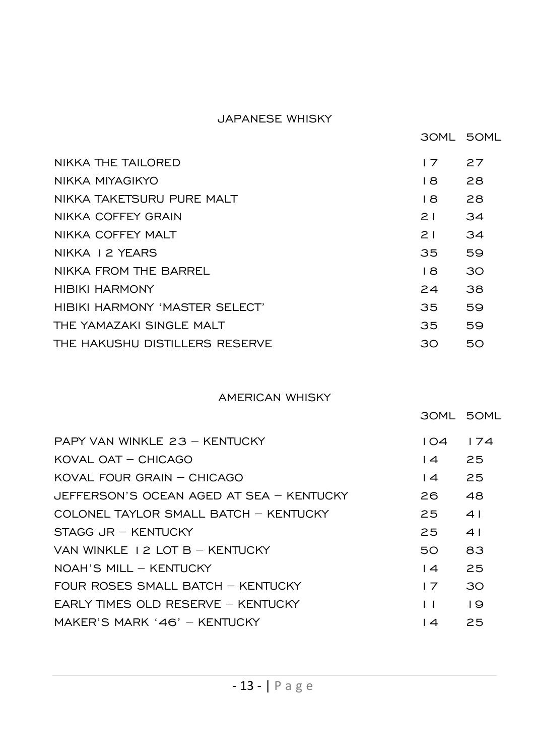## JAPANESE WHISKY

| | 30ML | 50ML |
|---|---|---|
| NIKKA THE TAILORED | 17 | 27 |
| NIKKA MIYAGIKYO | 18 | 28 |
| NIKKA TAKETSURU PURE MALT | 18 | 28 |
| NIKKA COFFEY GRAIN | 21 | 34 |
| NIKKA COFFEY MALT | 21 | 34 |
| NIKKA 12 YEARS | 35 | 59 |
| NIKKA FROM THE BARREL | 18 | 30 |
| HIBIKI HARMONY | 24 | 38 |
| HIBIKI HARMONY 'MASTER SELECT' | 35 | 59 |
| THE YAMAZAKI SINGLE MALT | 35 | 59 |
| THE HAKUSHU DISTILLERS RESERVE | 30 | 50 |

## AMERICAN WHISKY

| | 30ML | 50ML |
|---|---|---|
| PAPY VAN WINKLE 23 – KENTUCKY | 104 | 174 |
| KOVAL OAT – CHICAGO | 14 | 25 |
| KOVAL FOUR GRAIN – CHICAGO | 14 | 25 |
| JEFFERSON'S OCEAN AGED AT SEA – KENTUCKY | 26 | 48 |
| COLONEL TAYLOR SMALL BATCH – KENTUCKY | 25 | 41 |
| STAGG JR – KENTUCKY | 25 | 41 |
| VAN WINKLE 12 LOT B – KENTUCKY | 50 | 83 |
| NOAH'S MILL – KENTUCKY | 14 | 25 |
| FOUR ROSES SMALL BATCH – KENTUCKY | 17 | 30 |
| EARLY TIMES OLD RESERVE – KENTUCKY | 11 | 19 |
| MAKER'S MARK '46' – KENTUCKY | 14 | 25 |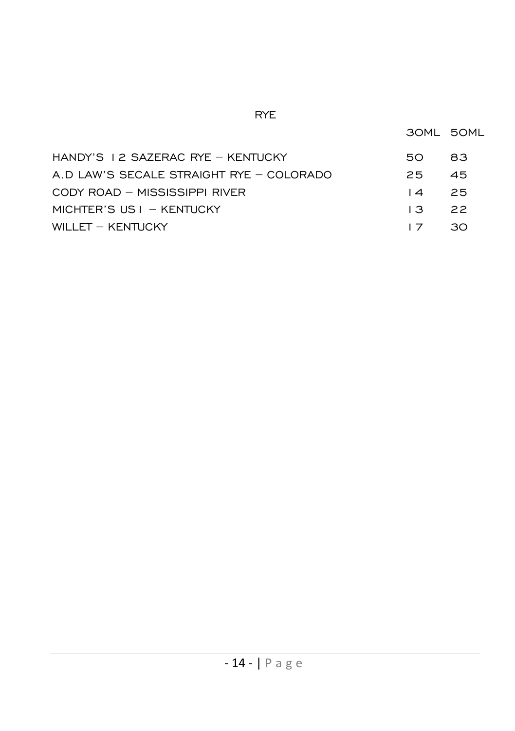## RYE

| | 30ML | 50ML |
|---|---|---|
| HANDY'S 12 SAZERAC RYE – KENTUCKY | 50 | 83 |
| A.D LAW'S SECALE STRAIGHT RYE – COLORADO | 25 | 45 |
| CODY ROAD – MISSISSIPPI RIVER | 14 | 25 |
| MICHTER'S US1 – KENTUCKY | 13 | 22 |
| WILLET – KENTUCKY | 17 | 30 |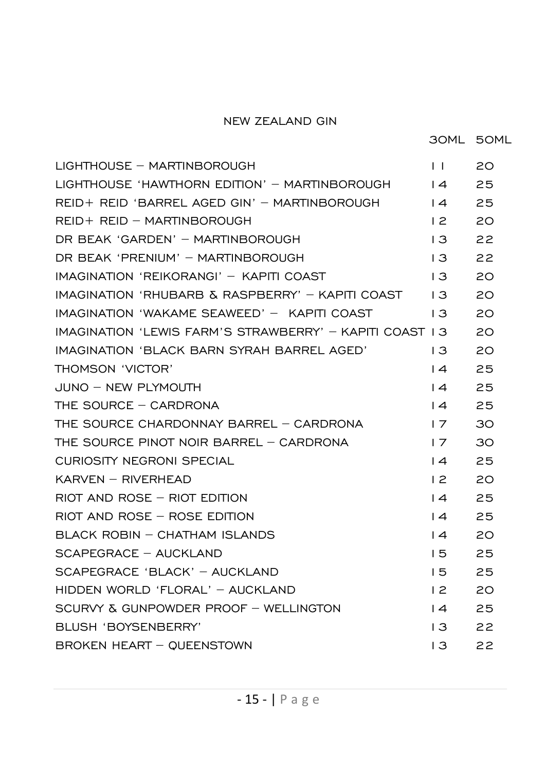## NEW ZEALAND GIN

| | 30ML | 50ML |
|---|---|---|
| LIGHTHOUSE – MARTINBOROUGH | 11 | 20 |
| LIGHTHOUSE 'HAWTHORN EDITION' – MARTINBOROUGH | 14 | 25 |
| REID+ REID 'BARREL AGED GIN' – MARTINBOROUGH | 14 | 25 |
| REID+ REID – MARTINBOROUGH | 12 | 20 |
| DR BEAK 'GARDEN' – MARTINBOROUGH | 13 | 22 |
| DR BEAK 'PRENIUM' – MARTINBOROUGH | 13 | 22 |
| IMAGINATION 'REIKORANGI' – KAPITI COAST | 13 | 20 |
| IMAGINATION 'RHUBARB & RASPBERRY' – KAPITI COAST | 13 | 20 |
| IMAGINATION 'WAKAME SEAWEED' – KAPITI COAST | 13 | 20 |
| IMAGINATION 'LEWIS FARM'S STRAWBERRY' – KAPITI COAST | 13 | 20 |
| IMAGINATION 'BLACK BARN SYRAH BARREL AGED' | 13 | 20 |
| THOMSON 'VICTOR' | 14 | 25 |
| JUNO – NEW PLYMOUTH | 14 | 25 |
| THE SOURCE – CARDRONA | 14 | 25 |
| THE SOURCE CHARDONNAY BARREL – CARDRONA | 17 | 30 |
| THE SOURCE PINOT NOIR BARREL – CARDRONA | 17 | 30 |
| CURIOSITY NEGRONI SPECIAL | 14 | 25 |
| KARVEN – RIVERHEAD | 12 | 20 |
| RIOT AND ROSE – RIOT EDITION | 14 | 25 |
| RIOT AND ROSE – ROSE EDITION | 14 | 25 |
| BLACK ROBIN – CHATHAM ISLANDS | 14 | 20 |
| SCAPEGRACE – AUCKLAND | 15 | 25 |
| SCAPEGRACE 'BLACK' – AUCKLAND | 15 | 25 |
| HIDDEN WORLD 'FLORAL' – AUCKLAND | 12 | 20 |
| SCURVY & GUNPOWDER PROOF – WELLINGTON | 14 | 25 |
| BLUSH 'BOYSENBERRY' | 13 | 22 |
| BROKEN HEART – QUEENSTOWN | 13 | 22 |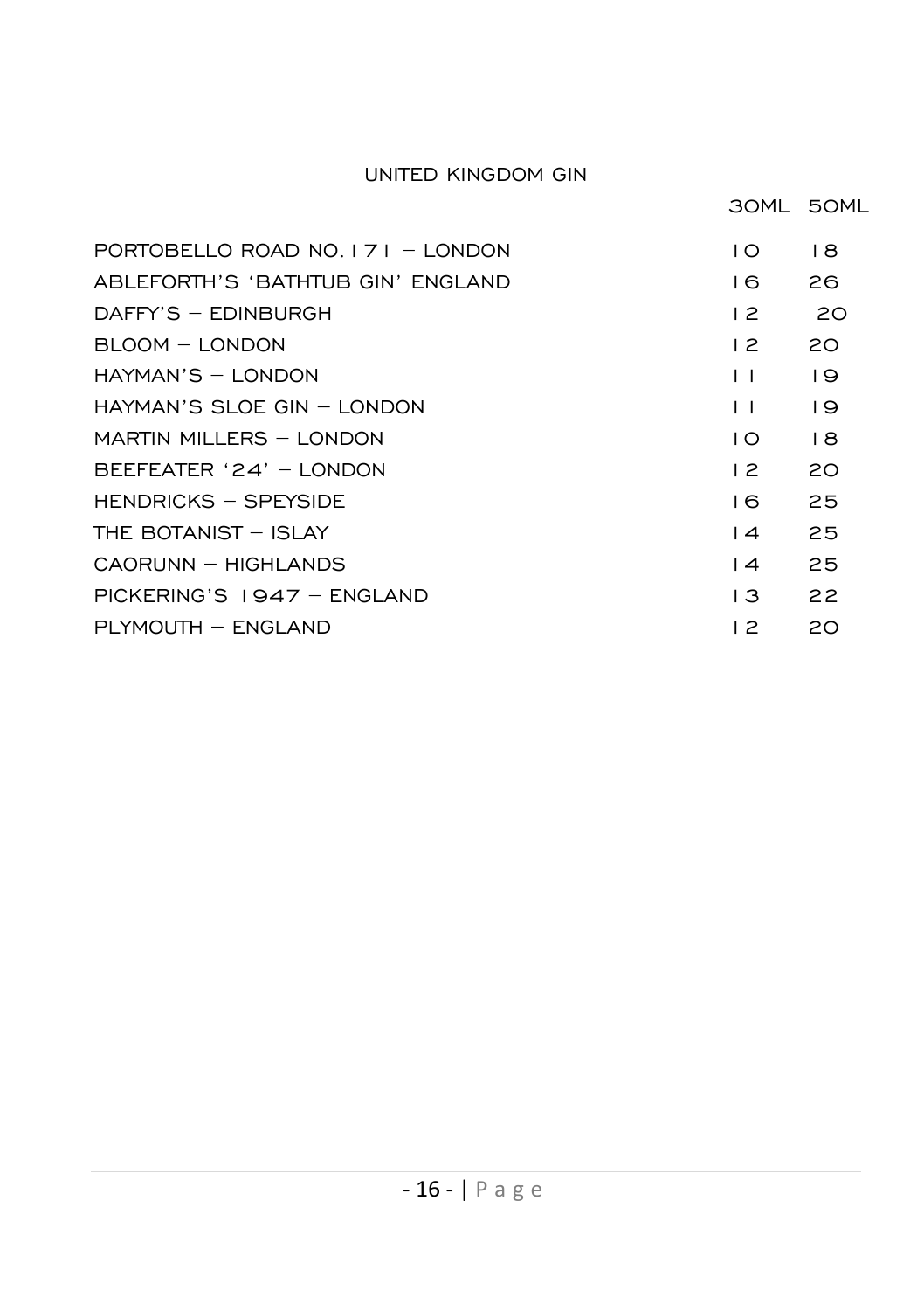## UNITED KINGDOM GIN

| | 30ML | 50ML |
|---|---|---|
| PORTOBELLO ROAD NO. 171 – LONDON | 10 | 18 |
| ABLEFORTH'S 'BATHTUB GIN' ENGLAND | 16 | 26 |
| DAFFY'S – EDINBURGH | 12 | 20 |
| BLOOM – LONDON | 12 | 20 |
| HAYMAN'S – LONDON | 11 | 19 |
| HAYMAN'S SLOE GIN – LONDON | 11 | 19 |
| MARTIN MILLERS – LONDON | 10 | 18 |
| BEEFEATER '24' – LONDON | 12 | 20 |
| HENDRICKS – SPEYSIDE | 16 | 25 |
| THE BOTANIST – ISLAY | 14 | 25 |
| CAORUNN – HIGHLANDS | 14 | 25 |
| PICKERING'S 1947 – ENGLAND | 13 | 22 |
| PLYMOUTH – ENGLAND | 12 | 20 |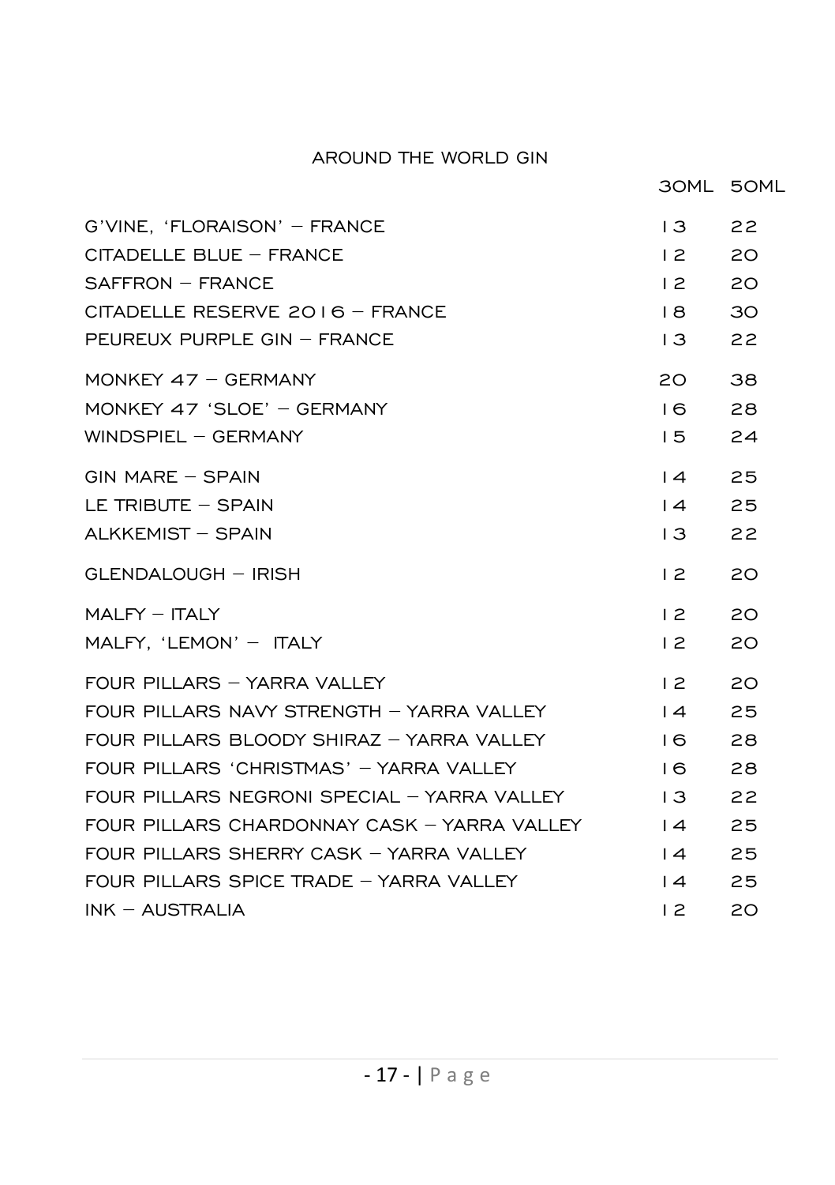## AROUND THE WORLD GIN

| | 30ML | 50ML |
|---|---|---|
| G'VINE, 'FLORAISON' – FRANCE | 13 | 22 |
| CITADELLE BLUE – FRANCE | 12 | 20 |
| SAFFRON – FRANCE | 12 | 20 |
| CITADELLE RESERVE 2016 – FRANCE | 18 | 30 |
| PEUREUX PURPLE GIN – FRANCE | 13 | 22 |
| MONKEY 47 – GERMANY | 20 | 38 |
| MONKEY 47 'SLOE' – GERMANY | 16 | 28 |
| WINDSPIEL – GERMANY | 15 | 24 |
| GIN MARE – SPAIN | 14 | 25 |
| LE TRIBUTE – SPAIN | 14 | 25 |
| ALKKEMIST – SPAIN | 13 | 22 |
| GLENDALOUGH – IRISH | 12 | 20 |
| MALFY – ITALY | 12 | 20 |
| MALFY, 'LEMON' – ITALY | 12 | 20 |
| FOUR PILLARS – YARRA VALLEY | 12 | 20 |
| FOUR PILLARS NAVY STRENGTH – YARRA VALLEY | 14 | 25 |
| FOUR PILLARS BLOODY SHIRAZ – YARRA VALLEY | 16 | 28 |
| FOUR PILLARS 'CHRISTMAS' – YARRA VALLEY | 16 | 28 |
| FOUR PILLARS NEGRONI SPECIAL – YARRA VALLEY | 13 | 22 |
| FOUR PILLARS CHARDONNAY CASK – YARRA VALLEY | 14 | 25 |
| FOUR PILLARS SHERRY CASK – YARRA VALLEY | 14 | 25 |
| FOUR PILLARS SPICE TRADE – YARRA VALLEY | 14 | 25 |
| INK – AUSTRALIA | 12 | 20 |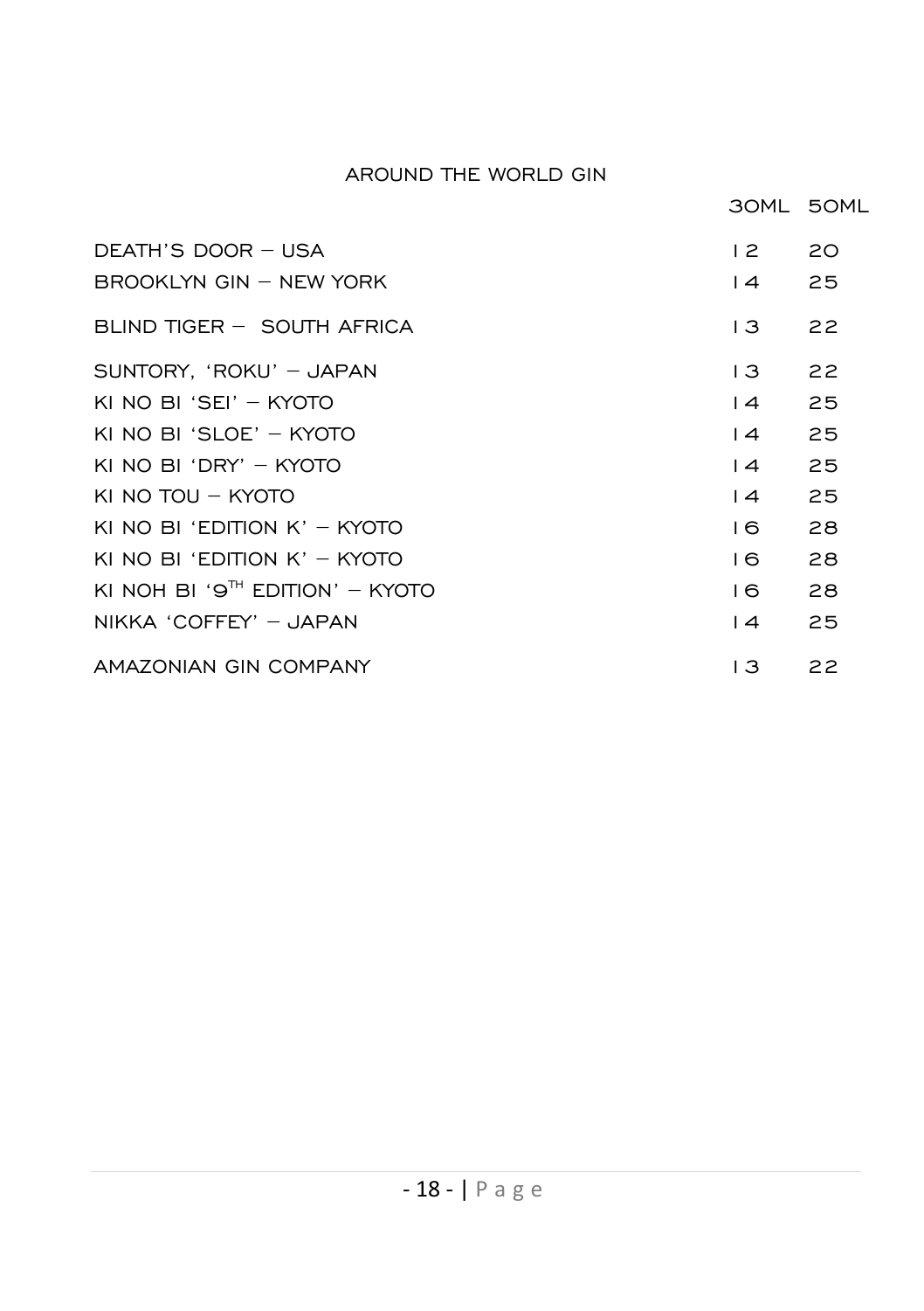## AROUND THE WORLD GIN

| | 30ML | 50ML |
|---|---|---|
| DEATH'S DOOR – USA | 12 | 20 |
| BROOKLYN GIN – NEW YORK | 14 | 25 |
| BLIND TIGER – SOUTH AFRICA | 13 | 22 |
| SUNTORY, 'ROKU' – JAPAN | 13 | 22 |
| KI NO BI 'SEI' – KYOTO | 14 | 25 |
| KI NO BI 'SLOE' – KYOTO | 14 | 25 |
| KI NO BI 'DRY' – KYOTO | 14 | 25 |
| KI NO TOU – KYOTO | 14 | 25 |
| KI NO BI 'EDITION K' – KYOTO | 16 | 28 |
| KI NO BI 'EDITION K' – KYOTO | 16 | 28 |
| KI NOH BI '9TH EDITION' – KYOTO | 16 | 28 |
| NIKKA 'COFFEY' – JAPAN | 14 | 25 |
| AMAZONIAN GIN COMPANY | 13 | 22 |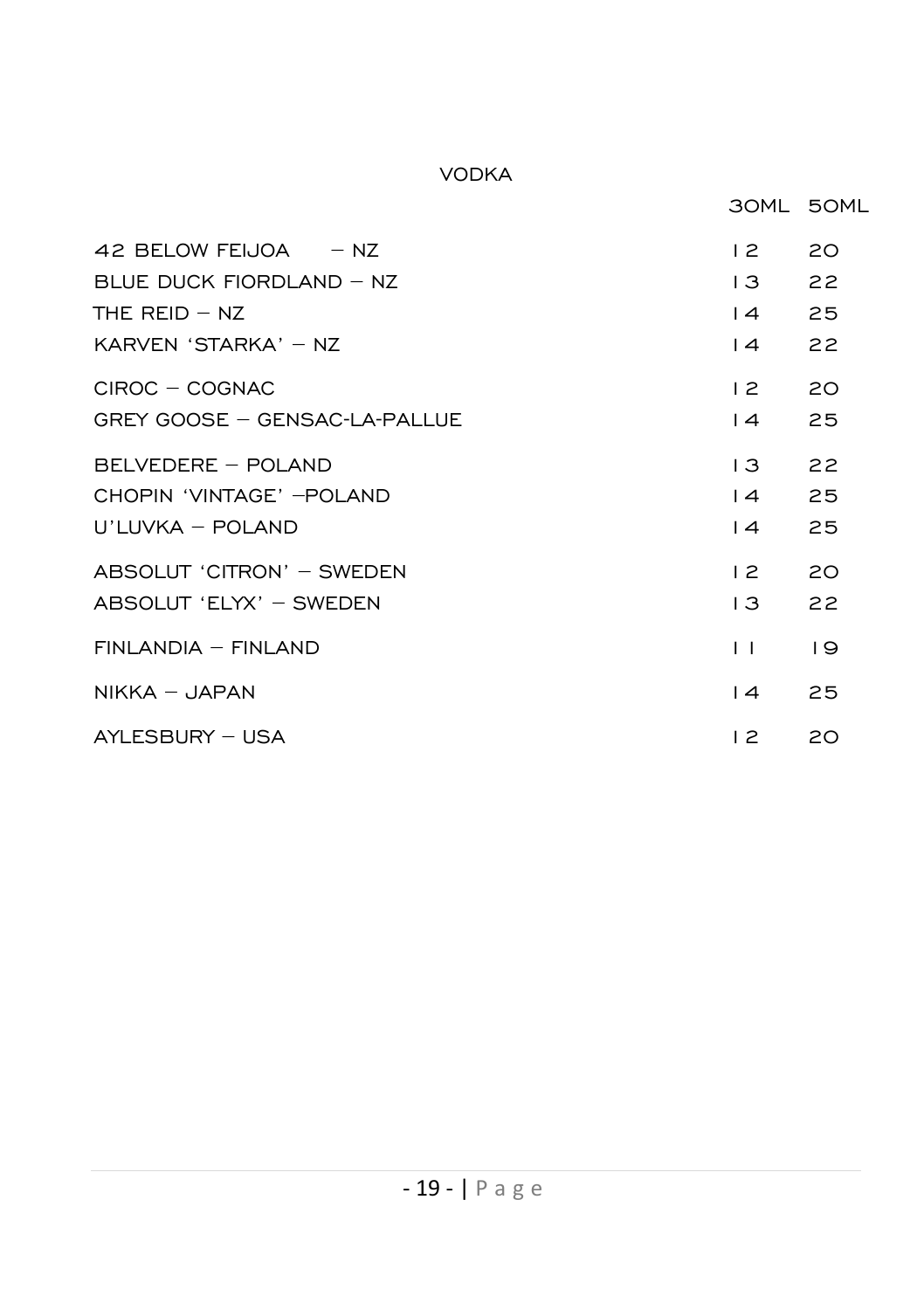## VODKA

| | 30ML | 50ML |
|---|---|---|
| 42 BELOW FEIJOA – NZ | 12 | 20 |
| BLUE DUCK FIORDLAND – NZ | 13 | 22 |
| THE REID – NZ | 14 | 25 |
| KARVEN 'STARKA' – NZ | 14 | 22 |
| CIROC – COGNAC | 12 | 20 |
| GREY GOOSE – GENSAC-LA-PALLUE | 14 | 25 |
| BELVEDERE – POLAND | 13 | 22 |
| CHOPIN 'VINTAGE' –POLAND | 14 | 25 |
| U'LUVKA – POLAND | 14 | 25 |
| ABSOLUT 'CITRON' – SWEDEN | 12 | 20 |
| ABSOLUT 'ELYX' – SWEDEN | 13 | 22 |
| FINLANDIA – FINLAND | 11 | 19 |
| NIKKA – JAPAN | 14 | 25 |
| AYLESBURY – USA | 12 | 20 |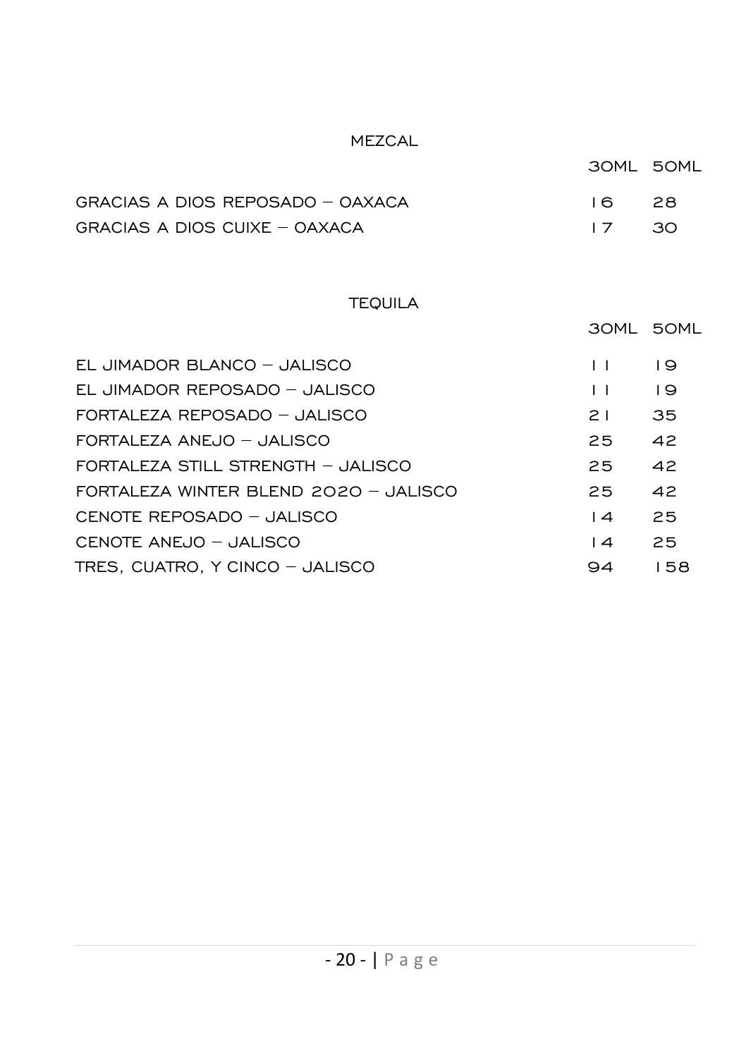## MEZCAL

| | 30ML | 50ML |
|---|---|---|
| GRACIAS A DIOS REPOSADO – OAXACA | 16 | 28 |
| GRACIAS A DIOS CUIXE – OAXACA | 17 | 30 |

## TEQUILA

| | 30ML | 50ML |
|---|---|---|
| EL JIMADOR BLANCO – JALISCO | 11 | 19 |
| EL JIMADOR REPOSADO – JALISCO | 11 | 19 |
| FORTALEZA REPOSADO – JALISCO | 21 | 35 |
| FORTALEZA ANEJO – JALISCO | 25 | 42 |
| FORTALEZA STILL STRENGTH – JALISCO | 25 | 42 |
| FORTALEZA WINTER BLEND 2020 – JALISCO | 25 | 42 |
| CENOTE REPOSADO – JALISCO | 14 | 25 |
| CENOTE ANEJO – JALISCO | 14 | 25 |
| TRES, CUATRO, Y CINCO – JALISCO | 94 | 158 |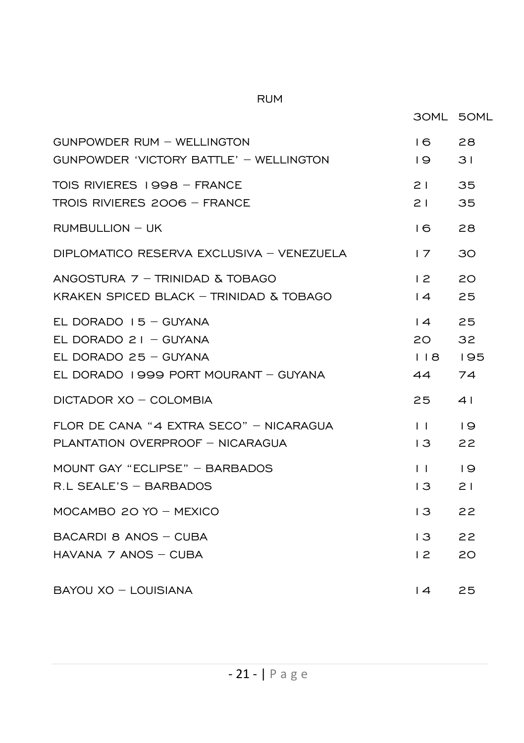# RUM

| | 30ML | 50ML |
|---|---|---|
| GUNPOWDER RUM – WELLINGTON | 16 | 28 |
| GUNPOWDER 'VICTORY BATTLE' – WELLINGTON | 19 | 31 |
| TOIS RIVIERES 1998 – FRANCE | 21 | 35 |
| TROIS RIVIERES 2006 – FRANCE | 21 | 35 |
| RUMBULLION – UK | 16 | 28 |
| DIPLOMATICO RESERVA EXCLUSIVA – VENEZUELA | 17 | 30 |
| ANGOSTURA 7 – TRINIDAD & TOBAGO | 12 | 20 |
| KRAKEN SPICED BLACK – TRINIDAD & TOBAGO | 14 | 25 |
| EL DORADO 15 – GUYANA | 14 | 25 |
| EL DORADO 21 – GUYANA | 20 | 32 |
| EL DORADO 25 – GUYANA | 118 | 195 |
| EL DORADO 1999 PORT MOURANT – GUYANA | 44 | 74 |
| DICTADOR XO – COLOMBIA | 25 | 41 |
| FLOR DE CANA "4 EXTRA SECO" – NICARAGUA | 11 | 19 |
| PLANTATION OVERPROOF – NICARAGUA | 13 | 22 |
| MOUNT GAY "ECLIPSE" – BARBADOS | 11 | 19 |
| R.L SEALE'S – BARBADOS | 13 | 21 |
| MOCAMBO 20 YO – MEXICO | 13 | 22 |
| BACARDI 8 ANOS – CUBA | 13 | 22 |
| HAVANA 7 ANOS – CUBA | 12 | 20 |
| BAYOU XO – LOUISIANA | 14 | 25 |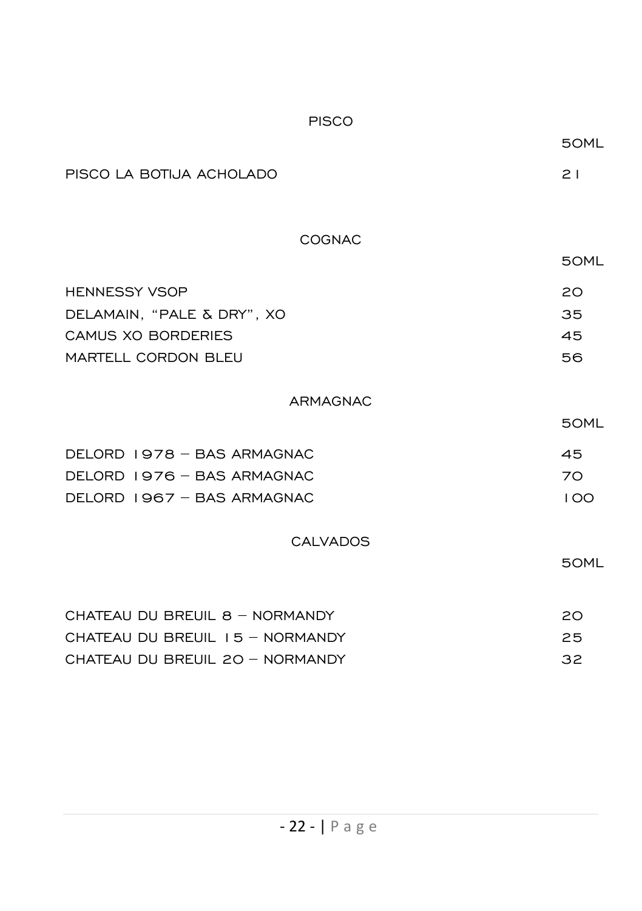## PISCO

| | 50ML |
|---|---|
| PISCO LA BOTIJA ACHOLADO | 21 |

## COGNAC

| | 50ML |
|---|---|
| HENNESSY VSOP | 20 |
| DELAMAIN, "PALE & DRY", XO | 35 |
| CAMUS XO BORDERIES | 45 |
| MARTELL CORDON BLEU | 56 |

## ARMAGNAC

| | 50ML |
|---|---|
| DELORD 1978 – BAS ARMAGNAC | 45 |
| DELORD 1976 – BAS ARMAGNAC | 70 |
| DELORD 1967 – BAS ARMAGNAC | 100 |

## CALVADOS

| | 50ML |
|---|---|
| CHATEAU DU BREUIL 8 – NORMANDY | 20 |
| CHATEAU DU BREUIL 15 – NORMANDY | 25 |
| CHATEAU DU BREUIL 20 – NORMANDY | 32 |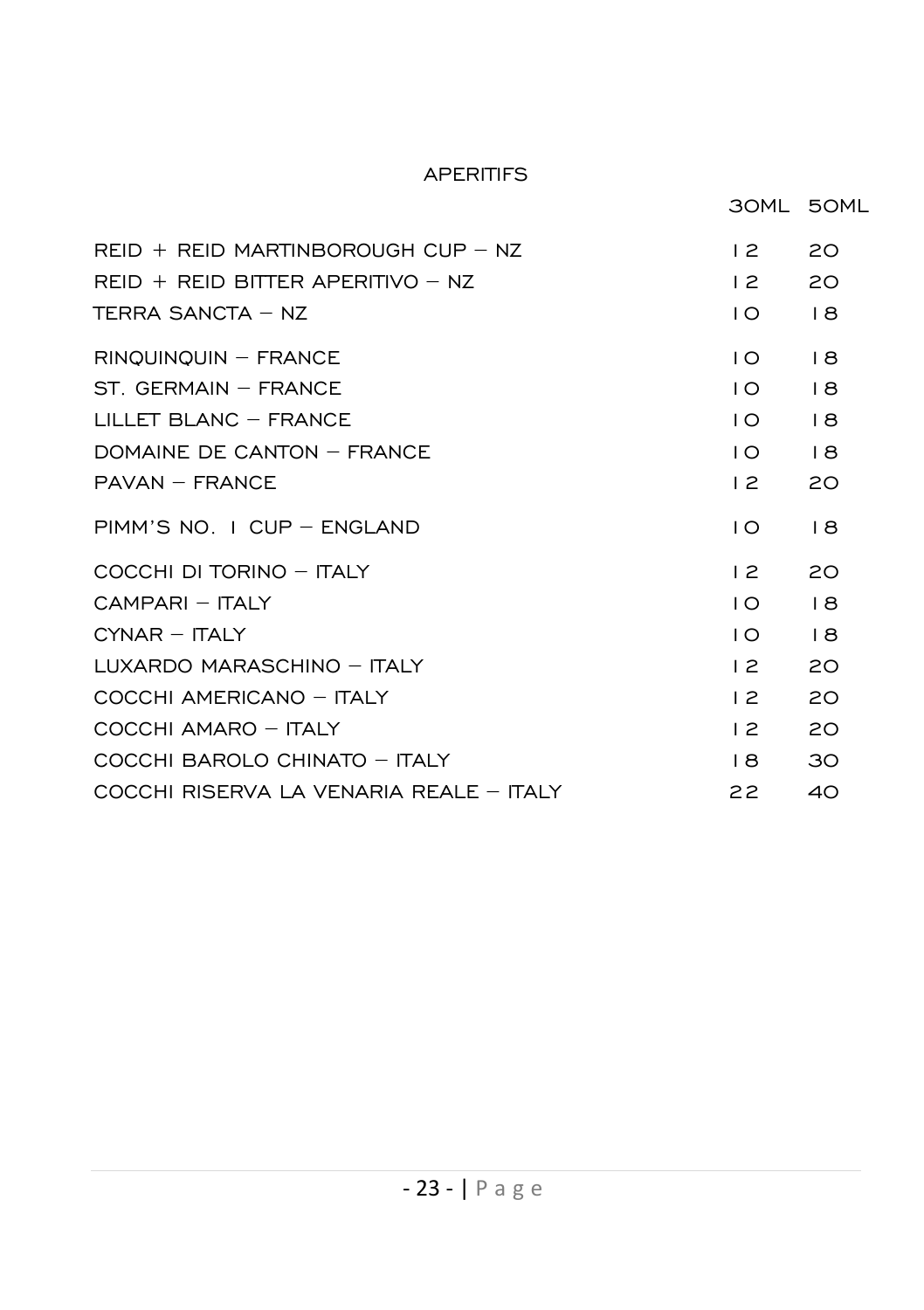## APERITIFS

| | 30ML | 50ML |
|---|---|---|
| REID + REID MARTINBOROUGH CUP – NZ | 12 | 20 |
| REID + REID BITTER APERITIVO – NZ | 12 | 20 |
| TERRA SANCTA – NZ | 10 | 18 |
| RINQUINQUIN – FRANCE | 10 | 18 |
| ST. GERMAIN – FRANCE | 10 | 18 |
| LILLET BLANC – FRANCE | 10 | 18 |
| DOMAINE DE CANTON – FRANCE | 10 | 18 |
| PAVAN – FRANCE | 12 | 20 |
| PIMM'S NO. 1 CUP – ENGLAND | 10 | 18 |
| COCCHI DI TORINO – ITALY | 12 | 20 |
| CAMPARI – ITALY | 10 | 18 |
| CYNAR – ITALY | 10 | 18 |
| LUXARDO MARASCHINO – ITALY | 12 | 20 |
| COCCHI AMERICANO – ITALY | 12 | 20 |
| COCCHI AMARO – ITALY | 12 | 20 |
| COCCHI BAROLO CHINATO – ITALY | 18 | 30 |
| COCCHI RISERVA LA VENARIA REALE – ITALY | 22 | 40 |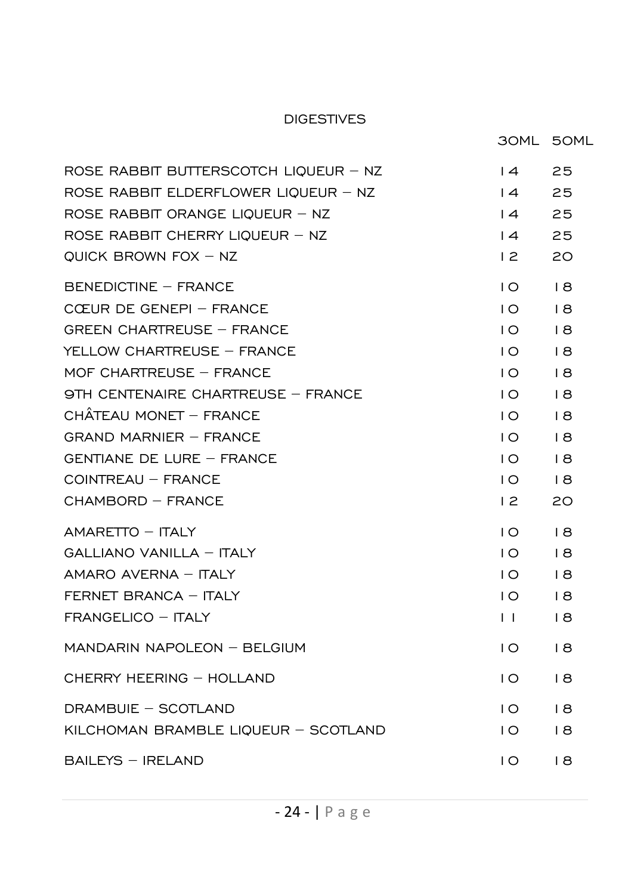## DIGESTIVES

| | 30ML | 50ML |
|---|---|---|
| ROSE RABBIT BUTTERSCOTCH LIQUEUR – NZ | 14 | 25 |
| ROSE RABBIT ELDERFLOWER LIQUEUR – NZ | 14 | 25 |
| ROSE RABBIT ORANGE LIQUEUR – NZ | 14 | 25 |
| ROSE RABBIT CHERRY LIQUEUR – NZ | 14 | 25 |
| QUICK BROWN FOX – NZ | 12 | 20 |
| BENEDICTINE – FRANCE | 10 | 18 |
| CŒUR DE GENEPI – FRANCE | 10 | 18 |
| GREEN CHARTREUSE – FRANCE | 10 | 18 |
| YELLOW CHARTREUSE – FRANCE | 10 | 18 |
| MOF CHARTREUSE – FRANCE | 10 | 18 |
| 9TH CENTENAIRE CHARTREUSE – FRANCE | 10 | 18 |
| CHÂTEAU MONET – FRANCE | 10 | 18 |
| GRAND MARNIER – FRANCE | 10 | 18 |
| GENTIANE DE LURE – FRANCE | 10 | 18 |
| COINTREAU – FRANCE | 10 | 18 |
| CHAMBORD – FRANCE | 12 | 20 |
| AMARETTO – ITALY | 10 | 18 |
| GALLIANO VANILLA – ITALY | 10 | 18 |
| AMARO AVERNA – ITALY | 10 | 18 |
| FERNET BRANCA – ITALY | 10 | 18 |
| FRANGELICO – ITALY | 11 | 18 |
| MANDARIN NAPOLEON – BELGIUM | 10 | 18 |
| CHERRY HEERING – HOLLAND | 10 | 18 |
| DRAMBUIE – SCOTLAND | 10 | 18 |
| KILCHOMAN BRAMBLE LIQUEUR – SCOTLAND | 10 | 18 |
| BAILEYS – IRELAND | 10 | 18 |